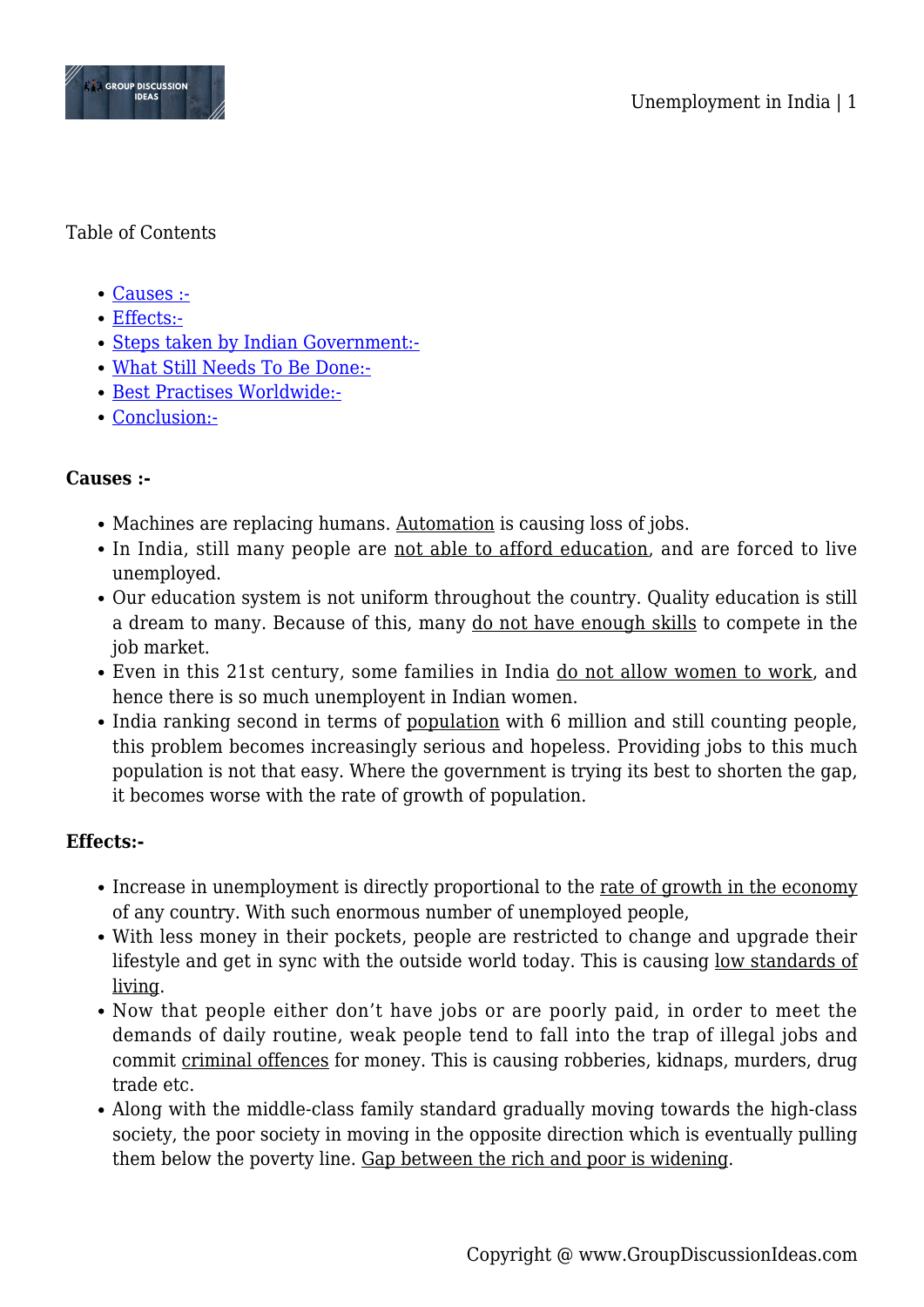Table of Contents

- Causes :-
- Effects:-
- Steps taken by Indian Government:-
- What Still Needs To Be Done:-
- Best Practises Worldwide:-
- Conclusion:-

**Causes :-**

- Machines are replacing humans. Automation is causing loss of jobs.
- In India, still many people are not able to afford education, and are forced to live unemployed.
- Our education system is not uniform throughout the country. Quality education is still a dream to many. Because of this, many do not have enough skills to compete in the job market.
- Even in this 21st century, some families in India do not allow women to work, and hence there is so much unemployent in Indian women.
- India ranking second in terms of population with 6 million and still counting people, this problem becomes increasingly serious and hopeless. Providing jobs to this much population is not that easy. Where the government is trying its best to shorten the gap, it becomes worse with the rate of growth of population.

**Effects:-**

- Increase in unemployment is directly proportional to the rate of growth in the economy of any country. With such enormous number of unemployed people,
- With less money in their pockets, people are restricted to change and upgrade their lifestyle and get in sync with the outside world today. This is causing low standards of living.
- Now that people either don't have jobs or are poorly paid, in order to meet the demands of daily routine, weak people tend to fall into the trap of illegal jobs and commit criminal offences for money. This is causing robberies, kidnaps, murders, drug trade etc.
- Along with the middle-class family standard gradually moving towards the high-class society, the poor society in moving in the opposite direction which is eventually pulling them below the poverty line. Gap between the rich and poor is widening.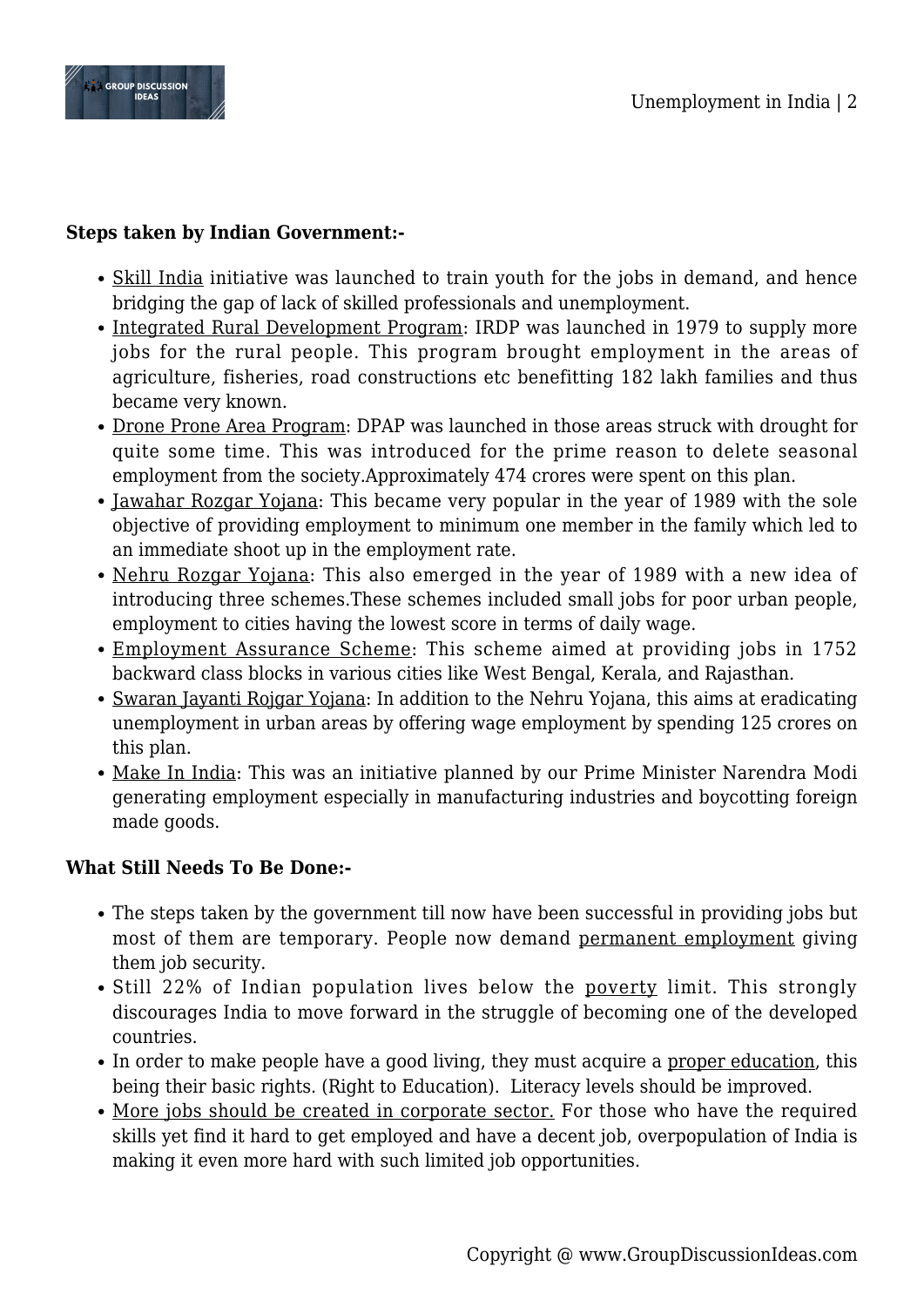**Steps taken by Indian Government:-**

- Skill India initiative was launched to train youth for the jobs in demand, and hence bridging the gap of lack of skilled professionals and unemployment.
- Integrated Rural Development Program: IRDP was launched in 1979 to supply more jobs for the rural people. This program brought employment in the areas of agriculture, fisheries, road constructions etc benefitting 182 lakh families and thus became very known.
- Drone Prone Area Program: DPAP was launched in those areas struck with drought for quite some time. This was introduced for the prime reason to delete seasonal employment from the society.Approximately 474 crores were spent on this plan.
- Jawahar Rozgar Yojana: This became very popular in the year of 1989 with the sole objective of providing employment to minimum one member in the family which led to an immediate shoot up in the employment rate.
- Nehru Rozgar Yojana: This also emerged in the year of 1989 with a new idea of introducing three schemes.These schemes included small jobs for poor urban people, employment to cities having the lowest score in terms of daily wage.
- Employment Assurance Scheme: This scheme aimed at providing jobs in 1752 backward class blocks in various cities like West Bengal, Kerala, and Rajasthan.
- Swaran Jayanti Rojgar Yojana: In addition to the Nehru Yojana, this aims at eradicating unemployment in urban areas by offering wage employment by spending 125 crores on this plan.
- Make In India: This was an initiative planned by our Prime Minister Narendra Modi generating employment especially in manufacturing industries and boycotting foreign made goods.

**What Still Needs To Be Done:-**

- The steps taken by the government till now have been successful in providing jobs but most of them are temporary. People now demand permanent employment giving them job security.
- Still 22% of Indian population lives below the poverty limit. This strongly discourages India to move forward in the struggle of becoming one of the developed countries.
- In order to make people have a good living, they must acquire a proper education, this being their basic rights. (Right to Education). Literacy levels should be improved.
- More jobs should be created in corporate sector. For those who have the required skills yet find it hard to get employed and have a decent job, overpopulation of India is making it even more hard with such limited job opportunities.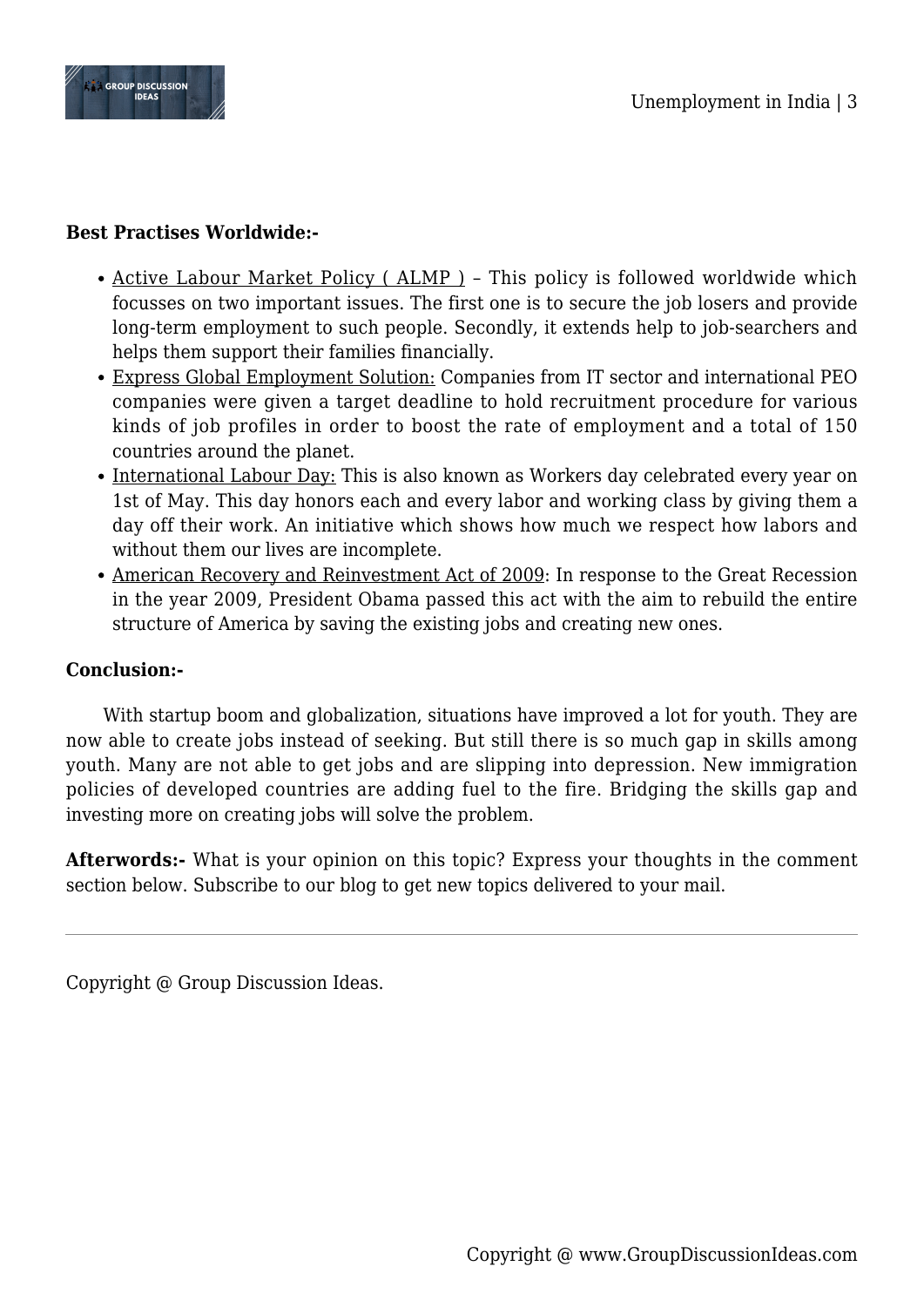**Best Practises Worldwide:-**

- Active Labour Market Policy ( ALMP ) – This policy is followed worldwide which focusses on two important issues. The first one is to secure the job losers and provide long-term employment to such people. Secondly, it extends help to job-searchers and helps them support their families financially.
- Express Global Employment Solution: Companies from IT sector and international PEO companies were given a target deadline to hold recruitment procedure for various kinds of job profiles in order to boost the rate of employment and a total of 150 countries around the planet.
- International Labour Day: This is also known as Workers day celebrated every year on 1st of May. This day honors each and every labor and working class by giving them a day off their work. An initiative which shows how much we respect how labors and without them our lives are incomplete.
- American Recovery and Reinvestment Act of 2009: In response to the Great Recession in the year 2009, President Obama passed this act with the aim to rebuild the entire structure of America by saving the existing jobs and creating new ones.

**Conclusion:-**

With startup boom and globalization, situations have improved a lot for youth. They are now able to create jobs instead of seeking. But still there is so much gap in skills among youth. Many are not able to get jobs and are slipping into depression. New immigration policies of developed countries are adding fuel to the fire. Bridging the skills gap and investing more on creating jobs will solve the problem.

**Afterwords:-** What is your opinion on this topic? Express your thoughts in the comment section below. Subscribe to our blog to get new topics delivered to your mail.

---

Copyright @ Group Discussion Ideas.